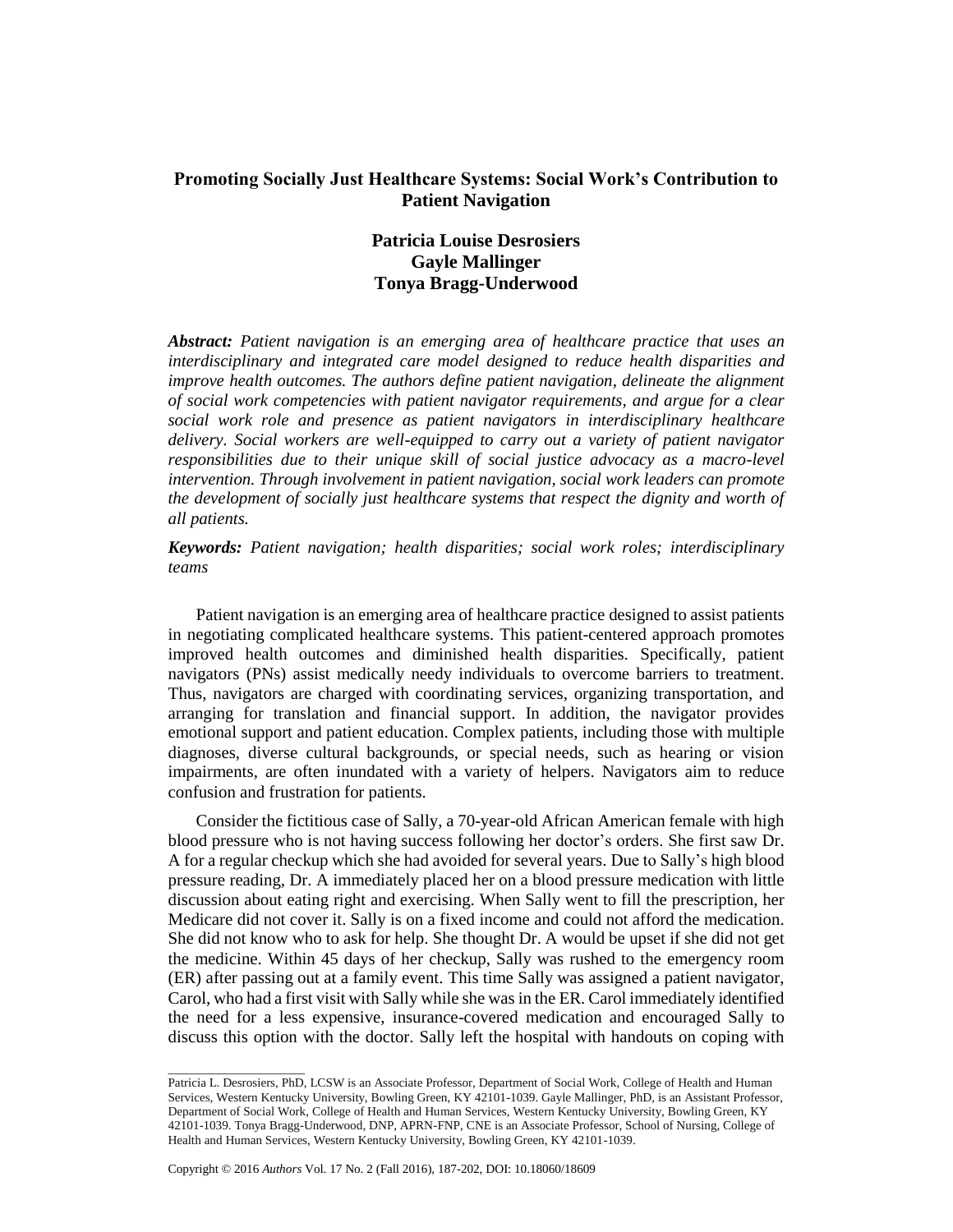# Promoting Socially Just Healthcare Systems: Social Work's Contribution to Patient Navigation

**Patricia Louise Desrosiers**
**Gayle Mallinger**
**Tonya Bragg-Underwood**

***Abstract:*** *Patient navigation is an emerging area of healthcare practice that uses an interdisciplinary and integrated care model designed to reduce health disparities and improve health outcomes. The authors define patient navigation, delineate the alignment of social work competencies with patient navigator requirements, and argue for a clear social work role and presence as patient navigators in interdisciplinary healthcare delivery. Social workers are well-equipped to carry out a variety of patient navigator responsibilities due to their unique skill of social justice advocacy as a macro-level intervention. Through involvement in patient navigation, social work leaders can promote the development of socially just healthcare systems that respect the dignity and worth of all patients.*

***Keywords:*** *Patient navigation; health disparities; social work roles; interdisciplinary teams*

Patient navigation is an emerging area of healthcare practice designed to assist patients in negotiating complicated healthcare systems. This patient-centered approach promotes improved health outcomes and diminished health disparities. Specifically, patient navigators (PNs) assist medically needy individuals to overcome barriers to treatment. Thus, navigators are charged with coordinating services, organizing transportation, and arranging for translation and financial support. In addition, the navigator provides emotional support and patient education. Complex patients, including those with multiple diagnoses, diverse cultural backgrounds, or special needs, such as hearing or vision impairments, are often inundated with a variety of helpers. Navigators aim to reduce confusion and frustration for patients.

Consider the fictitious case of Sally, a 70-year-old African American female with high blood pressure who is not having success following her doctor's orders. She first saw Dr. A for a regular checkup which she had avoided for several years. Due to Sally's high blood pressure reading, Dr. A immediately placed her on a blood pressure medication with little discussion about eating right and exercising. When Sally went to fill the prescription, her Medicare did not cover it. Sally is on a fixed income and could not afford the medication. She did not know who to ask for help. She thought Dr. A would be upset if she did not get the medicine. Within 45 days of her checkup, Sally was rushed to the emergency room (ER) after passing out at a family event. This time Sally was assigned a patient navigator, Carol, who had a first visit with Sally while she was in the ER. Carol immediately identified the need for a less expensive, insurance-covered medication and encouraged Sally to discuss this option with the doctor. Sally left the hospital with handouts on coping with

---

Patricia L. Desrosiers, PhD, LCSW is an Associate Professor, Department of Social Work, College of Health and Human Services, Western Kentucky University, Bowling Green, KY 42101-1039. Gayle Mallinger, PhD, is an Assistant Professor, Department of Social Work, College of Health and Human Services, Western Kentucky University, Bowling Green, KY 42101-1039. Tonya Bragg-Underwood, DNP, APRN-FNP, CNE is an Associate Professor, School of Nursing, College of Health and Human Services, Western Kentucky University, Bowling Green, KY 42101-1039.

Copyright © 2016 *Authors* Vol. 17 No. 2 (Fall 2016), 187-202, DOI: 10.18060/18609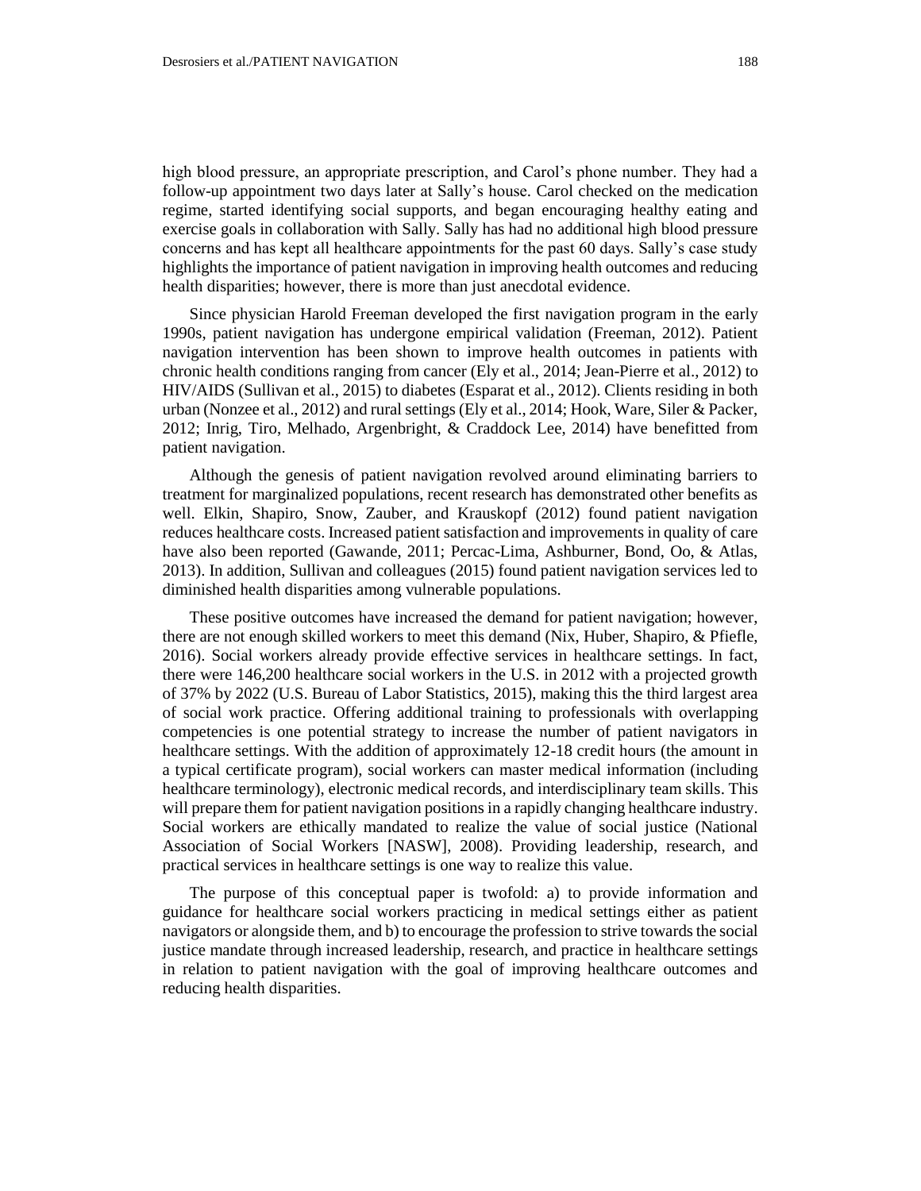high blood pressure, an appropriate prescription, and Carol's phone number. They had a follow-up appointment two days later at Sally's house. Carol checked on the medication regime, started identifying social supports, and began encouraging healthy eating and exercise goals in collaboration with Sally. Sally has had no additional high blood pressure concerns and has kept all healthcare appointments for the past 60 days. Sally's case study highlights the importance of patient navigation in improving health outcomes and reducing health disparities; however, there is more than just anecdotal evidence.

Since physician Harold Freeman developed the first navigation program in the early 1990s, patient navigation has undergone empirical validation (Freeman, 2012). Patient navigation intervention has been shown to improve health outcomes in patients with chronic health conditions ranging from cancer (Ely et al., 2014; Jean-Pierre et al., 2012) to HIV/AIDS (Sullivan et al., 2015) to diabetes (Esparat et al., 2012). Clients residing in both urban (Nonzee et al., 2012) and rural settings (Ely et al., 2014; Hook, Ware, Siler & Packer, 2012; Inrig, Tiro, Melhado, Argenbright, & Craddock Lee, 2014) have benefitted from patient navigation.

Although the genesis of patient navigation revolved around eliminating barriers to treatment for marginalized populations, recent research has demonstrated other benefits as well. Elkin, Shapiro, Snow, Zauber, and Krauskopf (2012) found patient navigation reduces healthcare costs. Increased patient satisfaction and improvements in quality of care have also been reported (Gawande, 2011; Percac-Lima, Ashburner, Bond, Oo, & Atlas, 2013). In addition, Sullivan and colleagues (2015) found patient navigation services led to diminished health disparities among vulnerable populations.

These positive outcomes have increased the demand for patient navigation; however, there are not enough skilled workers to meet this demand (Nix, Huber, Shapiro, & Pfiefle, 2016). Social workers already provide effective services in healthcare settings. In fact, there were 146,200 healthcare social workers in the U.S. in 2012 with a projected growth of 37% by 2022 (U.S. Bureau of Labor Statistics, 2015), making this the third largest area of social work practice. Offering additional training to professionals with overlapping competencies is one potential strategy to increase the number of patient navigators in healthcare settings. With the addition of approximately 12-18 credit hours (the amount in a typical certificate program), social workers can master medical information (including healthcare terminology), electronic medical records, and interdisciplinary team skills. This will prepare them for patient navigation positions in a rapidly changing healthcare industry. Social workers are ethically mandated to realize the value of social justice (National Association of Social Workers [NASW], 2008). Providing leadership, research, and practical services in healthcare settings is one way to realize this value.

The purpose of this conceptual paper is twofold: a) to provide information and guidance for healthcare social workers practicing in medical settings either as patient navigators or alongside them, and b) to encourage the profession to strive towards the social justice mandate through increased leadership, research, and practice in healthcare settings in relation to patient navigation with the goal of improving healthcare outcomes and reducing health disparities.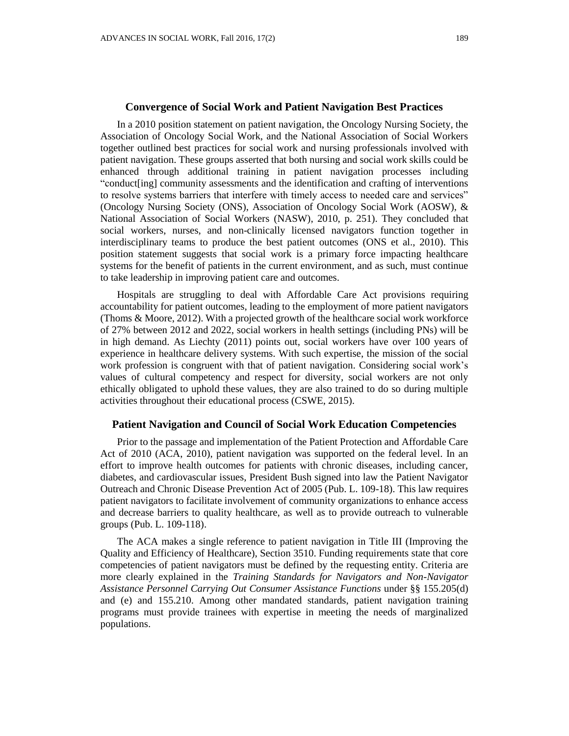## Convergence of Social Work and Patient Navigation Best Practices

In a 2010 position statement on patient navigation, the Oncology Nursing Society, the Association of Oncology Social Work, and the National Association of Social Workers together outlined best practices for social work and nursing professionals involved with patient navigation. These groups asserted that both nursing and social work skills could be enhanced through additional training in patient navigation processes including "conduct[ing] community assessments and the identification and crafting of interventions to resolve systems barriers that interfere with timely access to needed care and services" (Oncology Nursing Society (ONS), Association of Oncology Social Work (AOSW), & National Association of Social Workers (NASW), 2010, p. 251). They concluded that social workers, nurses, and non-clinically licensed navigators function together in interdisciplinary teams to produce the best patient outcomes (ONS et al., 2010). This position statement suggests that social work is a primary force impacting healthcare systems for the benefit of patients in the current environment, and as such, must continue to take leadership in improving patient care and outcomes.

Hospitals are struggling to deal with Affordable Care Act provisions requiring accountability for patient outcomes, leading to the employment of more patient navigators (Thoms & Moore, 2012). With a projected growth of the healthcare social work workforce of 27% between 2012 and 2022, social workers in health settings (including PNs) will be in high demand. As Liechty (2011) points out, social workers have over 100 years of experience in healthcare delivery systems. With such expertise, the mission of the social work profession is congruent with that of patient navigation. Considering social work's values of cultural competency and respect for diversity, social workers are not only ethically obligated to uphold these values, they are also trained to do so during multiple activities throughout their educational process (CSWE, 2015).

## Patient Navigation and Council of Social Work Education Competencies

Prior to the passage and implementation of the Patient Protection and Affordable Care Act of 2010 (ACA, 2010), patient navigation was supported on the federal level. In an effort to improve health outcomes for patients with chronic diseases, including cancer, diabetes, and cardiovascular issues, President Bush signed into law the Patient Navigator Outreach and Chronic Disease Prevention Act of 2005 (Pub. L. 109-18). This law requires patient navigators to facilitate involvement of community organizations to enhance access and decrease barriers to quality healthcare, as well as to provide outreach to vulnerable groups (Pub. L. 109-118).

The ACA makes a single reference to patient navigation in Title III (Improving the Quality and Efficiency of Healthcare), Section 3510. Funding requirements state that core competencies of patient navigators must be defined by the requesting entity. Criteria are more clearly explained in the *Training Standards for Navigators and Non-Navigator Assistance Personnel Carrying Out Consumer Assistance Functions* under §§ 155.205(d) and (e) and 155.210. Among other mandated standards, patient navigation training programs must provide trainees with expertise in meeting the needs of marginalized populations.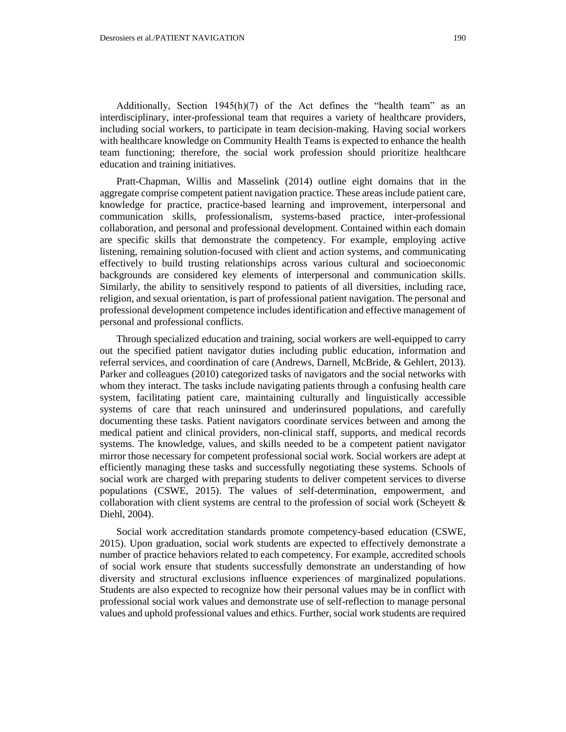Additionally, Section 1945(h)(7) of the Act defines the "health team" as an interdisciplinary, inter-professional team that requires a variety of healthcare providers, including social workers, to participate in team decision-making. Having social workers with healthcare knowledge on Community Health Teams is expected to enhance the health team functioning; therefore, the social work profession should prioritize healthcare education and training initiatives.

Pratt-Chapman, Willis and Masselink (2014) outline eight domains that in the aggregate comprise competent patient navigation practice. These areas include patient care, knowledge for practice, practice-based learning and improvement, interpersonal and communication skills, professionalism, systems-based practice, inter-professional collaboration, and personal and professional development. Contained within each domain are specific skills that demonstrate the competency. For example, employing active listening, remaining solution-focused with client and action systems, and communicating effectively to build trusting relationships across various cultural and socioeconomic backgrounds are considered key elements of interpersonal and communication skills. Similarly, the ability to sensitively respond to patients of all diversities, including race, religion, and sexual orientation, is part of professional patient navigation. The personal and professional development competence includes identification and effective management of personal and professional conflicts.

Through specialized education and training, social workers are well-equipped to carry out the specified patient navigator duties including public education, information and referral services, and coordination of care (Andrews, Darnell, McBride, & Gehlert, 2013). Parker and colleagues (2010) categorized tasks of navigators and the social networks with whom they interact. The tasks include navigating patients through a confusing health care system, facilitating patient care, maintaining culturally and linguistically accessible systems of care that reach uninsured and underinsured populations, and carefully documenting these tasks. Patient navigators coordinate services between and among the medical patient and clinical providers, non-clinical staff, supports, and medical records systems. The knowledge, values, and skills needed to be a competent patient navigator mirror those necessary for competent professional social work. Social workers are adept at efficiently managing these tasks and successfully negotiating these systems. Schools of social work are charged with preparing students to deliver competent services to diverse populations (CSWE, 2015). The values of self-determination, empowerment, and collaboration with client systems are central to the profession of social work (Scheyett & Diehl, 2004).

Social work accreditation standards promote competency-based education (CSWE, 2015). Upon graduation, social work students are expected to effectively demonstrate a number of practice behaviors related to each competency. For example, accredited schools of social work ensure that students successfully demonstrate an understanding of how diversity and structural exclusions influence experiences of marginalized populations. Students are also expected to recognize how their personal values may be in conflict with professional social work values and demonstrate use of self-reflection to manage personal values and uphold professional values and ethics. Further, social work students are required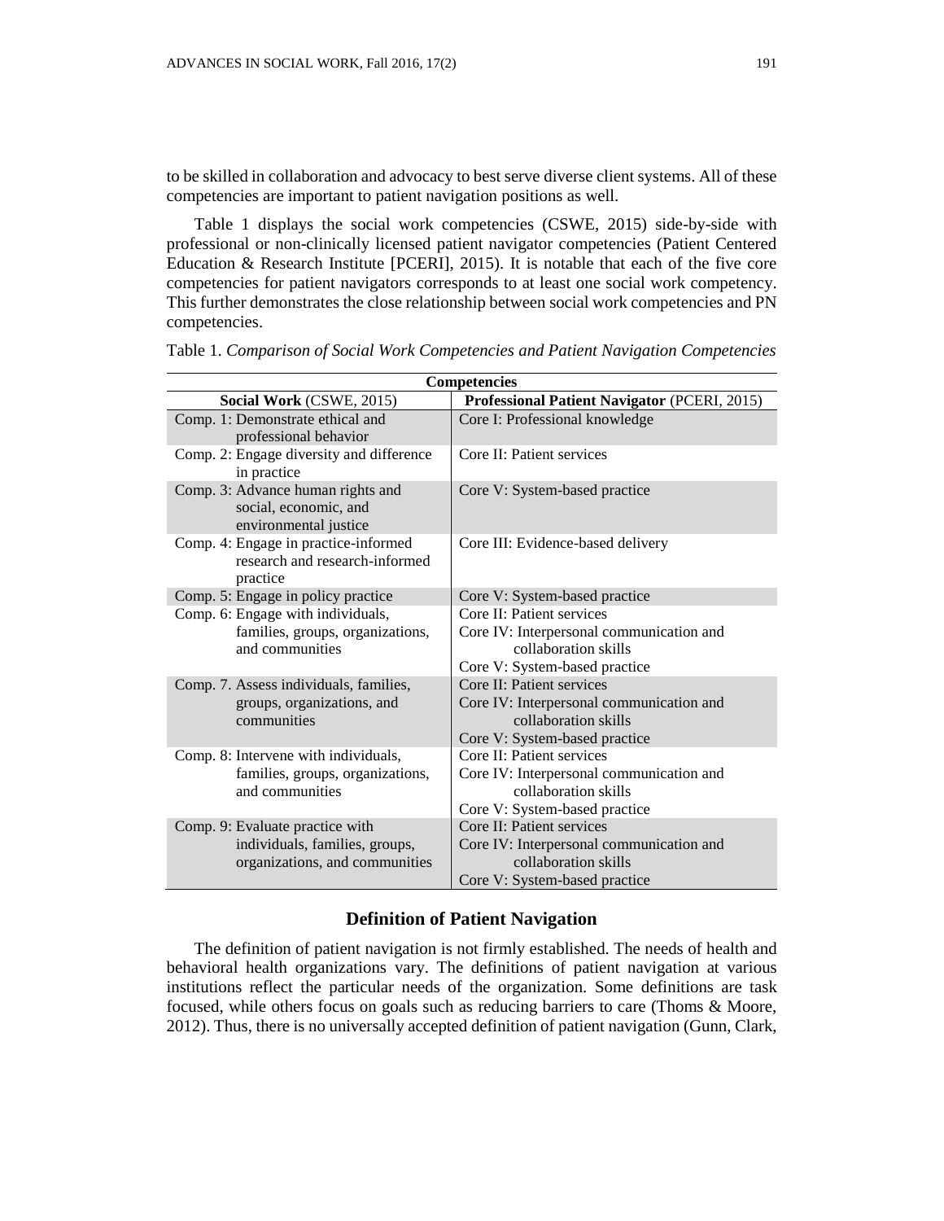to be skilled in collaboration and advocacy to best serve diverse client systems. All of these competencies are important to patient navigation positions as well.

Table 1 displays the social work competencies (CSWE, 2015) side-by-side with professional or non-clinically licensed patient navigator competencies (Patient Centered Education & Research Institute [PCERI], 2015). It is notable that each of the five core competencies for patient navigators corresponds to at least one social work competency. This further demonstrates the close relationship between social work competencies and PN competencies.

Table 1. *Comparison of Social Work Competencies and Patient Navigation Competencies*

| **Competencies** | |
|---|---|
| **Social Work** (CSWE, 2015) | **Professional Patient Navigator** (PCERI, 2015) |
| Comp. 1: Demonstrate ethical and professional behavior | Core I: Professional knowledge |
| Comp. 2: Engage diversity and difference in practice | Core II: Patient services |
| Comp. 3: Advance human rights and social, economic, and environmental justice | Core V: System-based practice |
| Comp. 4: Engage in practice-informed research and research-informed practice | Core III: Evidence-based delivery |
| Comp. 5: Engage in policy practice | Core V: System-based practice |
| Comp. 6: Engage with individuals, families, groups, organizations, and communities | Core II: Patient services<br>Core IV: Interpersonal communication and collaboration skills<br>Core V: System-based practice |
| Comp. 7. Assess individuals, families, groups, organizations, and communities | Core II: Patient services<br>Core IV: Interpersonal communication and collaboration skills<br>Core V: System-based practice |
| Comp. 8: Intervene with individuals, families, groups, organizations, and communities | Core II: Patient services<br>Core IV: Interpersonal communication and collaboration skills<br>Core V: System-based practice |
| Comp. 9: Evaluate practice with individuals, families, groups, organizations, and communities | Core II: Patient services<br>Core IV: Interpersonal communication and collaboration skills<br>Core V: System-based practice |

## Definition of Patient Navigation

The definition of patient navigation is not firmly established. The needs of health and behavioral health organizations vary. The definitions of patient navigation at various institutions reflect the particular needs of the organization. Some definitions are task focused, while others focus on goals such as reducing barriers to care (Thoms & Moore, 2012). Thus, there is no universally accepted definition of patient navigation (Gunn, Clark,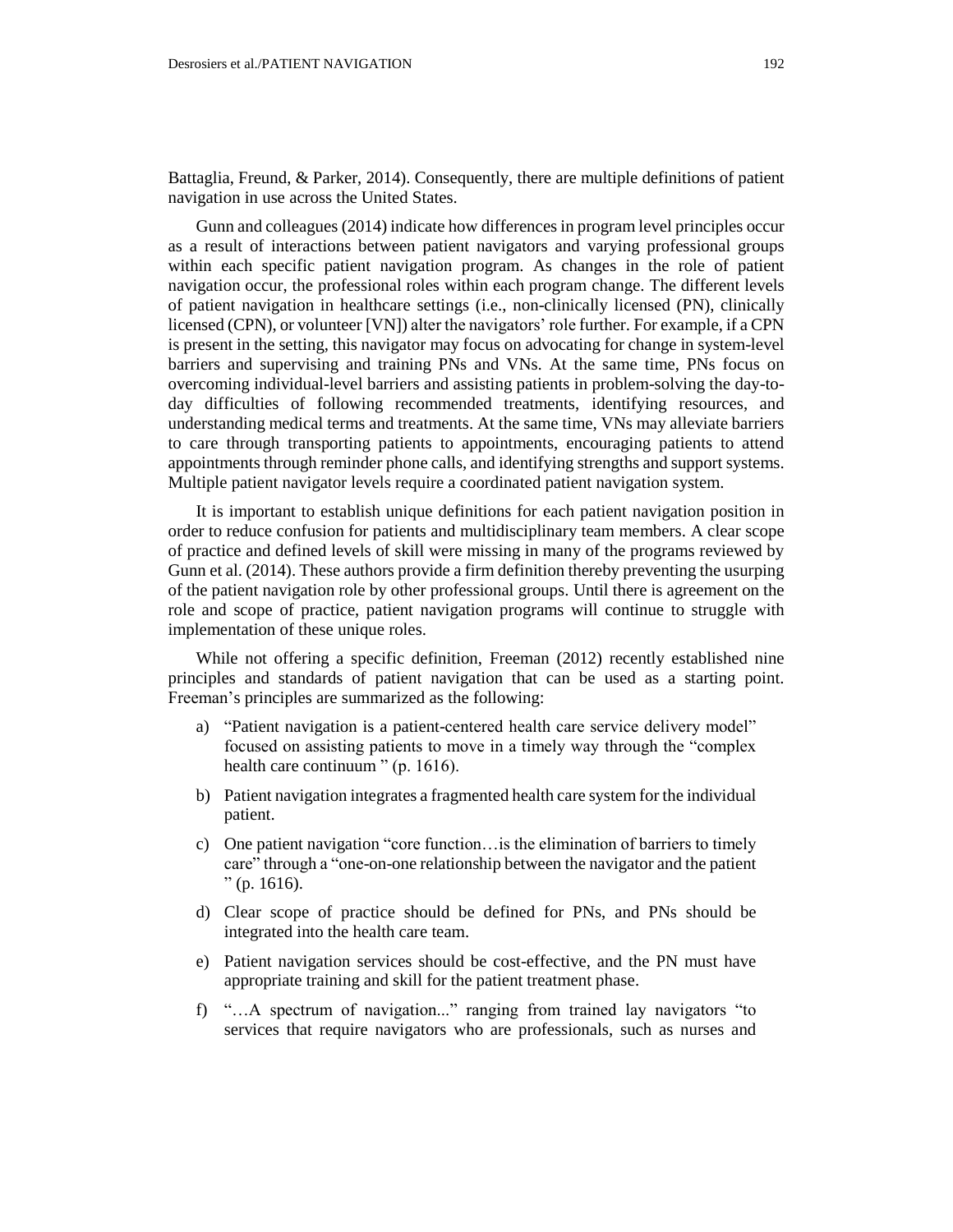Battaglia, Freund, & Parker, 2014). Consequently, there are multiple definitions of patient navigation in use across the United States.

Gunn and colleagues (2014) indicate how differences in program level principles occur as a result of interactions between patient navigators and varying professional groups within each specific patient navigation program. As changes in the role of patient navigation occur, the professional roles within each program change. The different levels of patient navigation in healthcare settings (i.e., non-clinically licensed (PN), clinically licensed (CPN), or volunteer [VN]) alter the navigators' role further. For example, if a CPN is present in the setting, this navigator may focus on advocating for change in system-level barriers and supervising and training PNs and VNs. At the same time, PNs focus on overcoming individual-level barriers and assisting patients in problem-solving the day-to-day difficulties of following recommended treatments, identifying resources, and understanding medical terms and treatments. At the same time, VNs may alleviate barriers to care through transporting patients to appointments, encouraging patients to attend appointments through reminder phone calls, and identifying strengths and support systems. Multiple patient navigator levels require a coordinated patient navigation system.

It is important to establish unique definitions for each patient navigation position in order to reduce confusion for patients and multidisciplinary team members. A clear scope of practice and defined levels of skill were missing in many of the programs reviewed by Gunn et al. (2014). These authors provide a firm definition thereby preventing the usurping of the patient navigation role by other professional groups. Until there is agreement on the role and scope of practice, patient navigation programs will continue to struggle with implementation of these unique roles.

While not offering a specific definition, Freeman (2012) recently established nine principles and standards of patient navigation that can be used as a starting point. Freeman's principles are summarized as the following:

a) "Patient navigation is a patient-centered health care service delivery model" focused on assisting patients to move in a timely way through the "complex health care continuum " (p. 1616).

b) Patient navigation integrates a fragmented health care system for the individual patient.

c) One patient navigation "core function…is the elimination of barriers to timely care" through a "one-on-one relationship between the navigator and the patient " (p. 1616).

d) Clear scope of practice should be defined for PNs, and PNs should be integrated into the health care team.

e) Patient navigation services should be cost-effective, and the PN must have appropriate training and skill for the patient treatment phase.

f) "…A spectrum of navigation..." ranging from trained lay navigators "to services that require navigators who are professionals, such as nurses and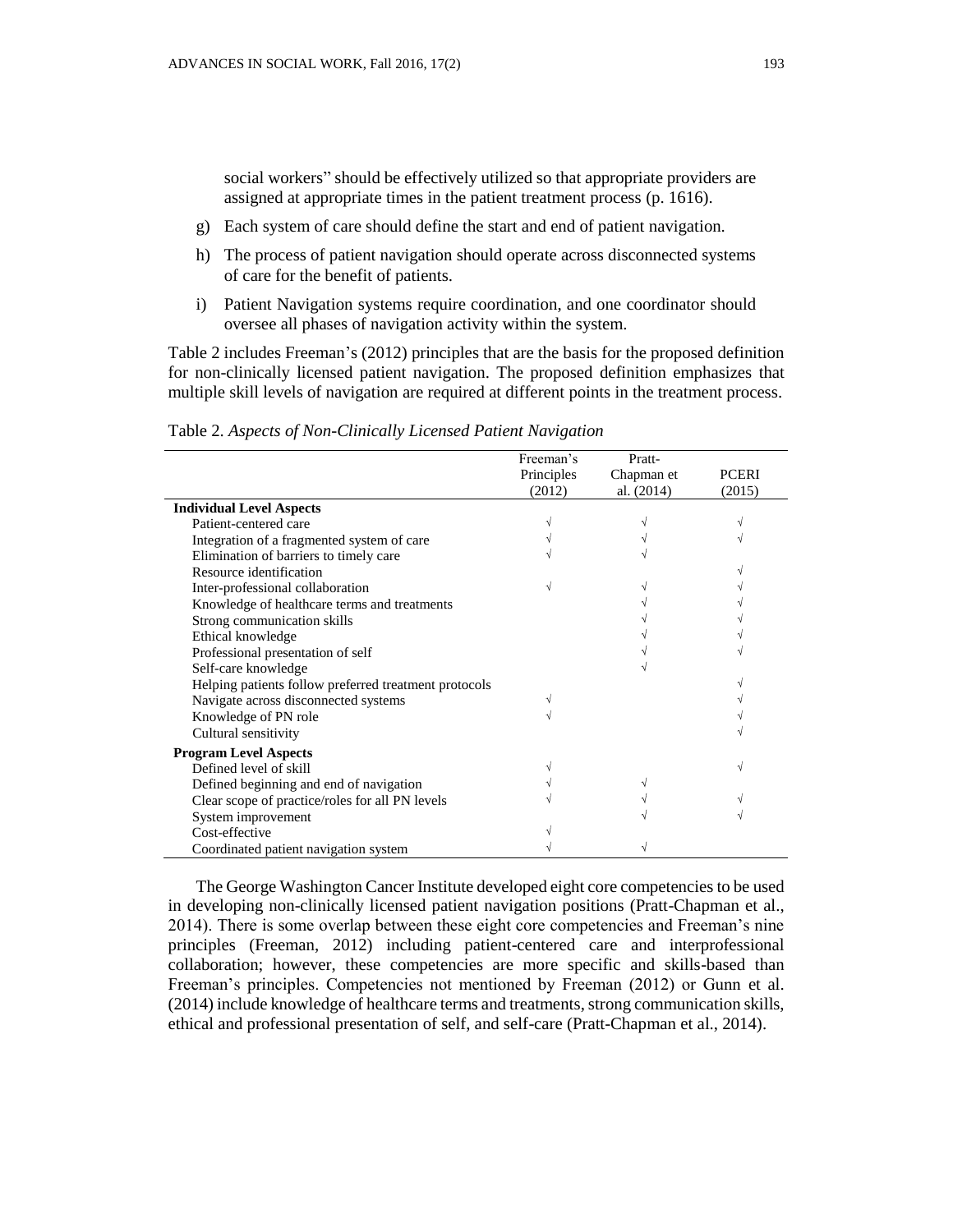social workers" should be effectively utilized so that appropriate providers are assigned at appropriate times in the patient treatment process (p. 1616).

g) Each system of care should define the start and end of patient navigation.

h) The process of patient navigation should operate across disconnected systems of care for the benefit of patients.

i) Patient Navigation systems require coordination, and one coordinator should oversee all phases of navigation activity within the system.

Table 2 includes Freeman's (2012) principles that are the basis for the proposed definition for non-clinically licensed patient navigation. The proposed definition emphasizes that multiple skill levels of navigation are required at different points in the treatment process.

Table 2. *Aspects of Non-Clinically Licensed Patient Navigation*

| | Freeman's Principles (2012) | Pratt-Chapman et al. (2014) | PCERI (2015) |
|---|---|---|---|
| **Individual Level Aspects** | | | |
| Patient-centered care | √ | √ | √ |
| Integration of a fragmented system of care | √ | √ | √ |
| Elimination of barriers to timely care | √ | √ | |
| Resource identification | | | √ |
| Inter-professional collaboration | √ | √ | √ |
| Knowledge of healthcare terms and treatments | | √ | √ |
| Strong communication skills | | √ | √ |
| Ethical knowledge | | √ | √ |
| Professional presentation of self | | √ | √ |
| Self-care knowledge | | √ | |
| Helping patients follow preferred treatment protocols | | | √ |
| Navigate across disconnected systems | √ | | √ |
| Knowledge of PN role | √ | | √ |
| Cultural sensitivity | | | √ |
| **Program Level Aspects** | | | |
| Defined level of skill | √ | | √ |
| Defined beginning and end of navigation | √ | √ | |
| Clear scope of practice/roles for all PN levels | √ | √ | √ |
| System improvement | | √ | √ |
| Cost-effective | √ | | |
| Coordinated patient navigation system | √ | √ | |

The George Washington Cancer Institute developed eight core competencies to be used in developing non-clinically licensed patient navigation positions (Pratt-Chapman et al., 2014). There is some overlap between these eight core competencies and Freeman's nine principles (Freeman, 2012) including patient-centered care and interprofessional collaboration; however, these competencies are more specific and skills-based than Freeman's principles. Competencies not mentioned by Freeman (2012) or Gunn et al. (2014) include knowledge of healthcare terms and treatments, strong communication skills, ethical and professional presentation of self, and self-care (Pratt-Chapman et al., 2014).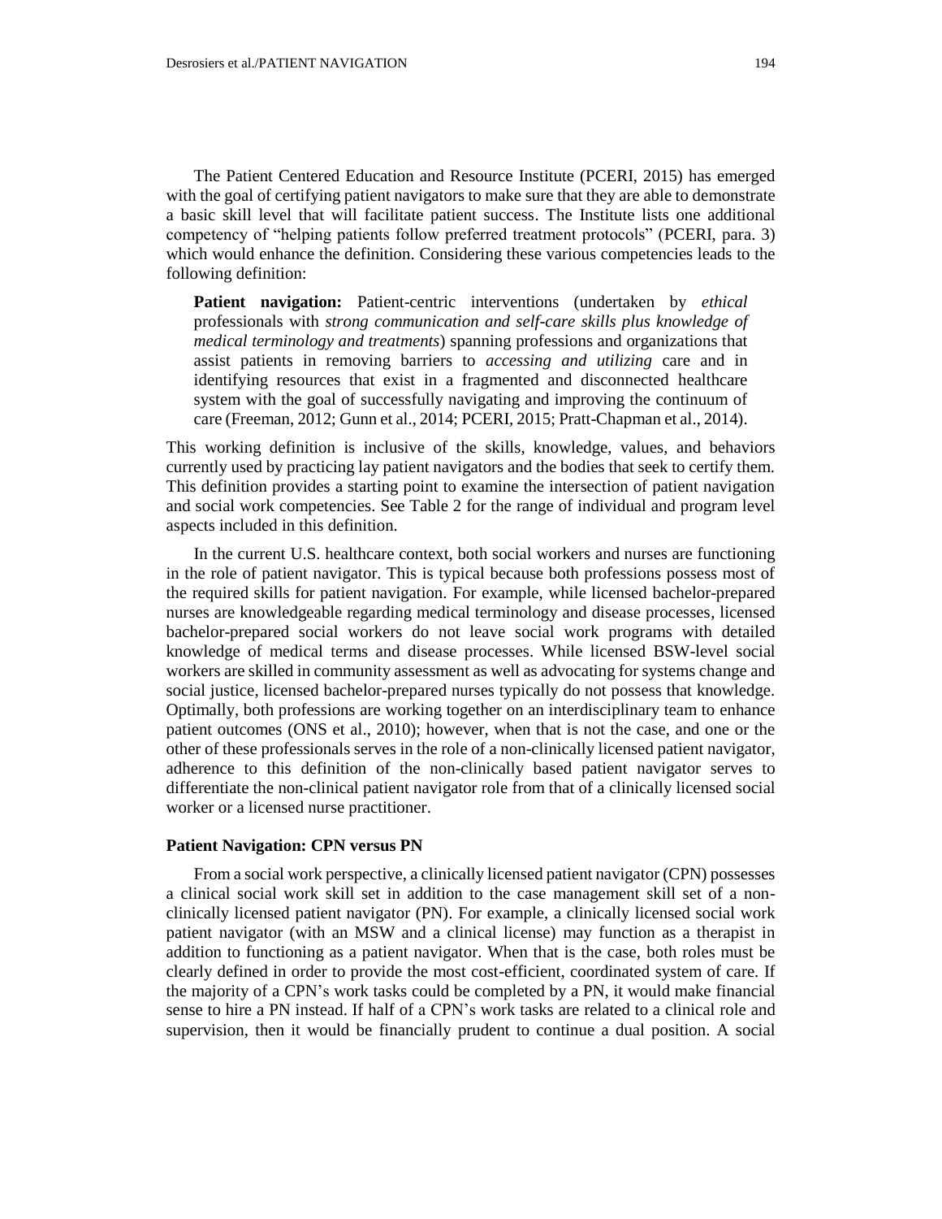The Patient Centered Education and Resource Institute (PCERI, 2015) has emerged with the goal of certifying patient navigators to make sure that they are able to demonstrate a basic skill level that will facilitate patient success. The Institute lists one additional competency of "helping patients follow preferred treatment protocols" (PCERI, para. 3) which would enhance the definition. Considering these various competencies leads to the following definition:

> **Patient navigation:** Patient-centric interventions (undertaken by *ethical* professionals with *strong communication and self-care skills plus knowledge of medical terminology and treatments*) spanning professions and organizations that assist patients in removing barriers to *accessing and utilizing* care and in identifying resources that exist in a fragmented and disconnected healthcare system with the goal of successfully navigating and improving the continuum of care (Freeman, 2012; Gunn et al., 2014; PCERI, 2015; Pratt-Chapman et al., 2014).

This working definition is inclusive of the skills, knowledge, values, and behaviors currently used by practicing lay patient navigators and the bodies that seek to certify them. This definition provides a starting point to examine the intersection of patient navigation and social work competencies. See Table 2 for the range of individual and program level aspects included in this definition.

In the current U.S. healthcare context, both social workers and nurses are functioning in the role of patient navigator. This is typical because both professions possess most of the required skills for patient navigation. For example, while licensed bachelor-prepared nurses are knowledgeable regarding medical terminology and disease processes, licensed bachelor-prepared social workers do not leave social work programs with detailed knowledge of medical terms and disease processes. While licensed BSW-level social workers are skilled in community assessment as well as advocating for systems change and social justice, licensed bachelor-prepared nurses typically do not possess that knowledge. Optimally, both professions are working together on an interdisciplinary team to enhance patient outcomes (ONS et al., 2010); however, when that is not the case, and one or the other of these professionals serves in the role of a non-clinically licensed patient navigator, adherence to this definition of the non-clinically based patient navigator serves to differentiate the non-clinical patient navigator role from that of a clinically licensed social worker or a licensed nurse practitioner.

### Patient Navigation: CPN versus PN

From a social work perspective, a clinically licensed patient navigator (CPN) possesses a clinical social work skill set in addition to the case management skill set of a non-clinically licensed patient navigator (PN). For example, a clinically licensed social work patient navigator (with an MSW and a clinical license) may function as a therapist in addition to functioning as a patient navigator. When that is the case, both roles must be clearly defined in order to provide the most cost-efficient, coordinated system of care. If the majority of a CPN's work tasks could be completed by a PN, it would make financial sense to hire a PN instead. If half of a CPN's work tasks are related to a clinical role and supervision, then it would be financially prudent to continue a dual position. A social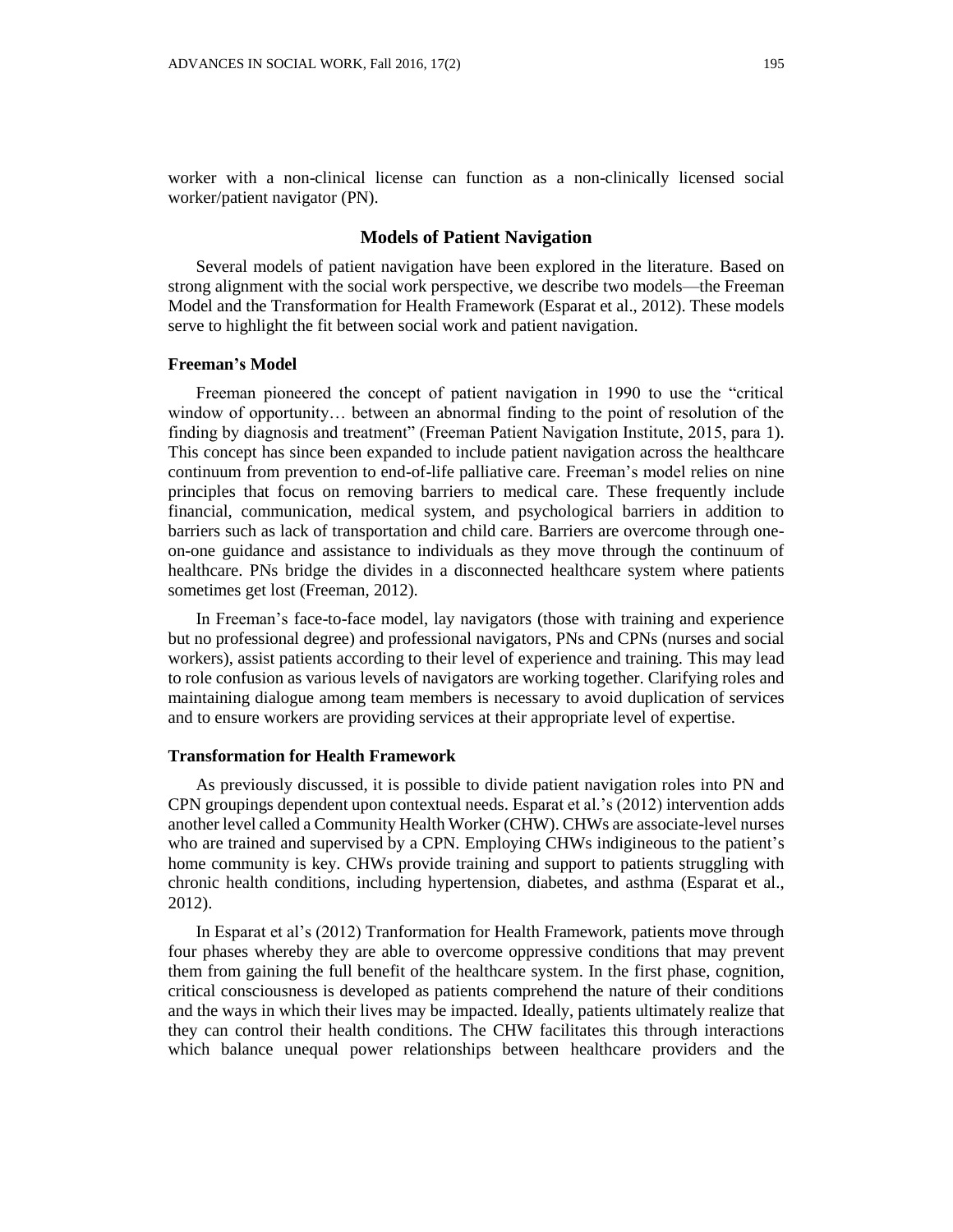worker with a non-clinical license can function as a non-clinically licensed social worker/patient navigator (PN).

## Models of Patient Navigation

Several models of patient navigation have been explored in the literature. Based on strong alignment with the social work perspective, we describe two models—the Freeman Model and the Transformation for Health Framework (Esparat et al., 2012). These models serve to highlight the fit between social work and patient navigation.

### Freeman's Model

Freeman pioneered the concept of patient navigation in 1990 to use the "critical window of opportunity… between an abnormal finding to the point of resolution of the finding by diagnosis and treatment" (Freeman Patient Navigation Institute, 2015, para 1). This concept has since been expanded to include patient navigation across the healthcare continuum from prevention to end-of-life palliative care. Freeman's model relies on nine principles that focus on removing barriers to medical care. These frequently include financial, communication, medical system, and psychological barriers in addition to barriers such as lack of transportation and child care. Barriers are overcome through one-on-one guidance and assistance to individuals as they move through the continuum of healthcare. PNs bridge the divides in a disconnected healthcare system where patients sometimes get lost (Freeman, 2012).

In Freeman's face-to-face model, lay navigators (those with training and experience but no professional degree) and professional navigators, PNs and CPNs (nurses and social workers), assist patients according to their level of experience and training. This may lead to role confusion as various levels of navigators are working together. Clarifying roles and maintaining dialogue among team members is necessary to avoid duplication of services and to ensure workers are providing services at their appropriate level of expertise.

### Transformation for Health Framework

As previously discussed, it is possible to divide patient navigation roles into PN and CPN groupings dependent upon contextual needs. Esparat et al.'s (2012) intervention adds another level called a Community Health Worker (CHW). CHWs are associate-level nurses who are trained and supervised by a CPN. Employing CHWs indigineous to the patient's home community is key. CHWs provide training and support to patients struggling with chronic health conditions, including hypertension, diabetes, and asthma (Esparat et al., 2012).

In Esparat et al's (2012) Tranformation for Health Framework, patients move through four phases whereby they are able to overcome oppressive conditions that may prevent them from gaining the full benefit of the healthcare system. In the first phase, cognition, critical consciousness is developed as patients comprehend the nature of their conditions and the ways in which their lives may be impacted. Ideally, patients ultimately realize that they can control their health conditions. The CHW facilitates this through interactions which balance unequal power relationships between healthcare providers and the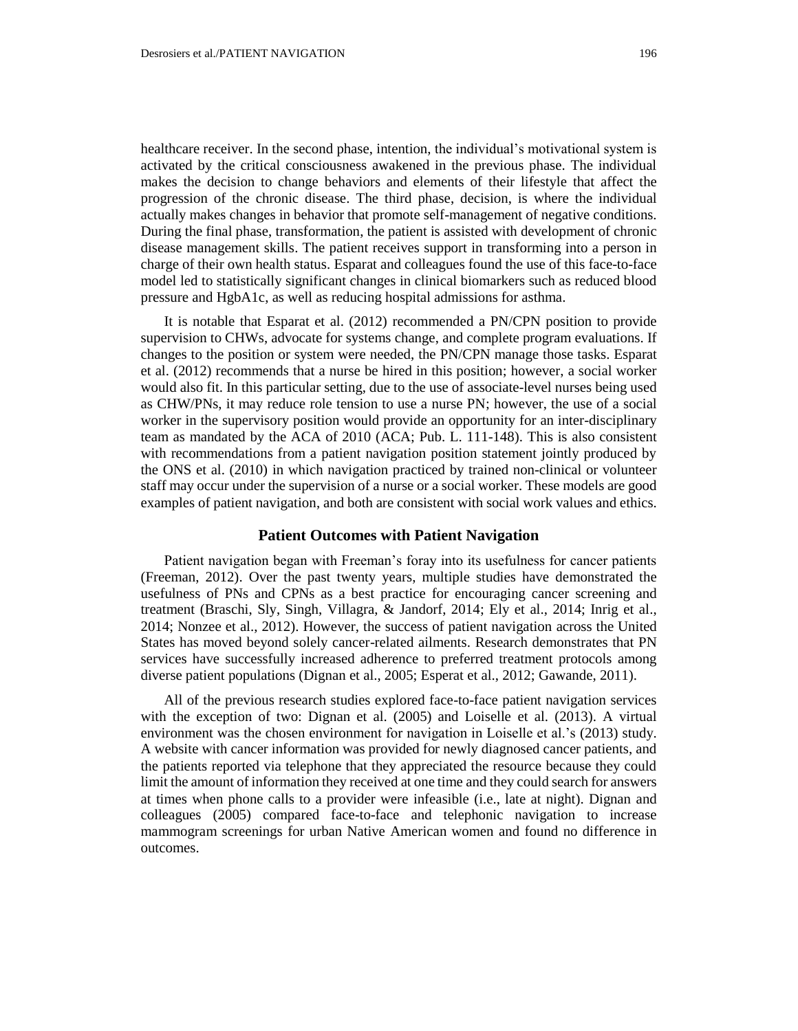healthcare receiver. In the second phase, intention, the individual's motivational system is activated by the critical consciousness awakened in the previous phase. The individual makes the decision to change behaviors and elements of their lifestyle that affect the progression of the chronic disease. The third phase, decision, is where the individual actually makes changes in behavior that promote self-management of negative conditions. During the final phase, transformation, the patient is assisted with development of chronic disease management skills. The patient receives support in transforming into a person in charge of their own health status. Esparat and colleagues found the use of this face-to-face model led to statistically significant changes in clinical biomarkers such as reduced blood pressure and HgbA1c, as well as reducing hospital admissions for asthma.

It is notable that Esparat et al. (2012) recommended a PN/CPN position to provide supervision to CHWs, advocate for systems change, and complete program evaluations. If changes to the position or system were needed, the PN/CPN manage those tasks. Esparat et al. (2012) recommends that a nurse be hired in this position; however, a social worker would also fit. In this particular setting, due to the use of associate-level nurses being used as CHW/PNs, it may reduce role tension to use a nurse PN; however, the use of a social worker in the supervisory position would provide an opportunity for an inter-disciplinary team as mandated by the ACA of 2010 (ACA; Pub. L. 111-148). This is also consistent with recommendations from a patient navigation position statement jointly produced by the ONS et al. (2010) in which navigation practiced by trained non-clinical or volunteer staff may occur under the supervision of a nurse or a social worker. These models are good examples of patient navigation, and both are consistent with social work values and ethics.

## Patient Outcomes with Patient Navigation

Patient navigation began with Freeman's foray into its usefulness for cancer patients (Freeman, 2012). Over the past twenty years, multiple studies have demonstrated the usefulness of PNs and CPNs as a best practice for encouraging cancer screening and treatment (Braschi, Sly, Singh, Villagra, & Jandorf, 2014; Ely et al., 2014; Inrig et al., 2014; Nonzee et al., 2012). However, the success of patient navigation across the United States has moved beyond solely cancer-related ailments. Research demonstrates that PN services have successfully increased adherence to preferred treatment protocols among diverse patient populations (Dignan et al., 2005; Esperat et al., 2012; Gawande, 2011).

All of the previous research studies explored face-to-face patient navigation services with the exception of two: Dignan et al. (2005) and Loiselle et al. (2013). A virtual environment was the chosen environment for navigation in Loiselle et al.'s (2013) study. A website with cancer information was provided for newly diagnosed cancer patients, and the patients reported via telephone that they appreciated the resource because they could limit the amount of information they received at one time and they could search for answers at times when phone calls to a provider were infeasible (i.e., late at night). Dignan and colleagues (2005) compared face-to-face and telephonic navigation to increase mammogram screenings for urban Native American women and found no difference in outcomes.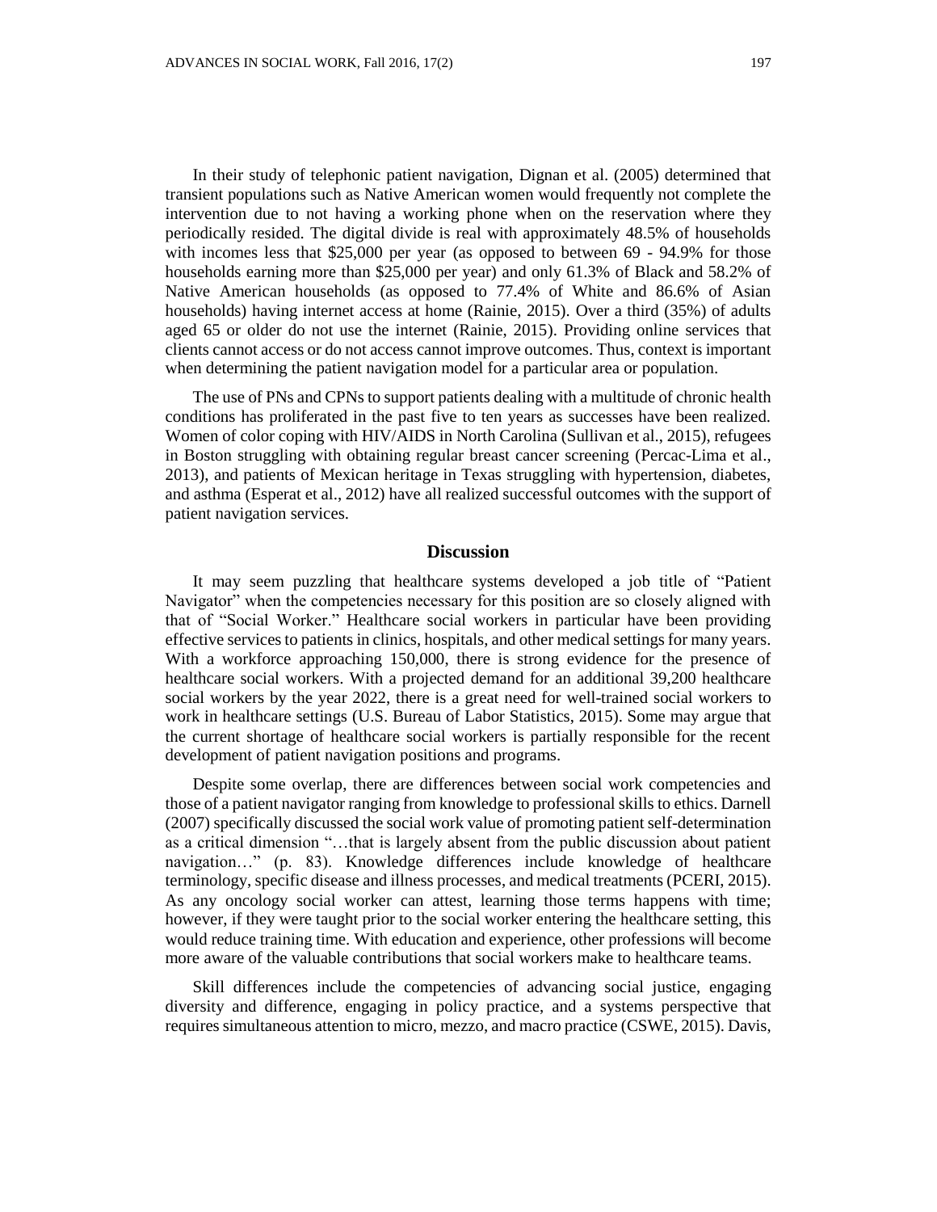In their study of telephonic patient navigation, Dignan et al. (2005) determined that transient populations such as Native American women would frequently not complete the intervention due to not having a working phone when on the reservation where they periodically resided. The digital divide is real with approximately 48.5% of households with incomes less that $25,000 per year (as opposed to between 69 - 94.9% for those households earning more than $25,000 per year) and only 61.3% of Black and 58.2% of Native American households (as opposed to 77.4% of White and 86.6% of Asian households) having internet access at home (Rainie, 2015). Over a third (35%) of adults aged 65 or older do not use the internet (Rainie, 2015). Providing online services that clients cannot access or do not access cannot improve outcomes. Thus, context is important when determining the patient navigation model for a particular area or population.

The use of PNs and CPNs to support patients dealing with a multitude of chronic health conditions has proliferated in the past five to ten years as successes have been realized. Women of color coping with HIV/AIDS in North Carolina (Sullivan et al., 2015), refugees in Boston struggling with obtaining regular breast cancer screening (Percac-Lima et al., 2013), and patients of Mexican heritage in Texas struggling with hypertension, diabetes, and asthma (Esperat et al., 2012) have all realized successful outcomes with the support of patient navigation services.

## Discussion

It may seem puzzling that healthcare systems developed a job title of "Patient Navigator" when the competencies necessary for this position are so closely aligned with that of "Social Worker." Healthcare social workers in particular have been providing effective services to patients in clinics, hospitals, and other medical settings for many years. With a workforce approaching 150,000, there is strong evidence for the presence of healthcare social workers. With a projected demand for an additional 39,200 healthcare social workers by the year 2022, there is a great need for well-trained social workers to work in healthcare settings (U.S. Bureau of Labor Statistics, 2015). Some may argue that the current shortage of healthcare social workers is partially responsible for the recent development of patient navigation positions and programs.

Despite some overlap, there are differences between social work competencies and those of a patient navigator ranging from knowledge to professional skills to ethics. Darnell (2007) specifically discussed the social work value of promoting patient self-determination as a critical dimension "…that is largely absent from the public discussion about patient navigation…" (p. 83). Knowledge differences include knowledge of healthcare terminology, specific disease and illness processes, and medical treatments (PCERI, 2015). As any oncology social worker can attest, learning those terms happens with time; however, if they were taught prior to the social worker entering the healthcare setting, this would reduce training time. With education and experience, other professions will become more aware of the valuable contributions that social workers make to healthcare teams.

Skill differences include the competencies of advancing social justice, engaging diversity and difference, engaging in policy practice, and a systems perspective that requires simultaneous attention to micro, mezzo, and macro practice (CSWE, 2015). Davis,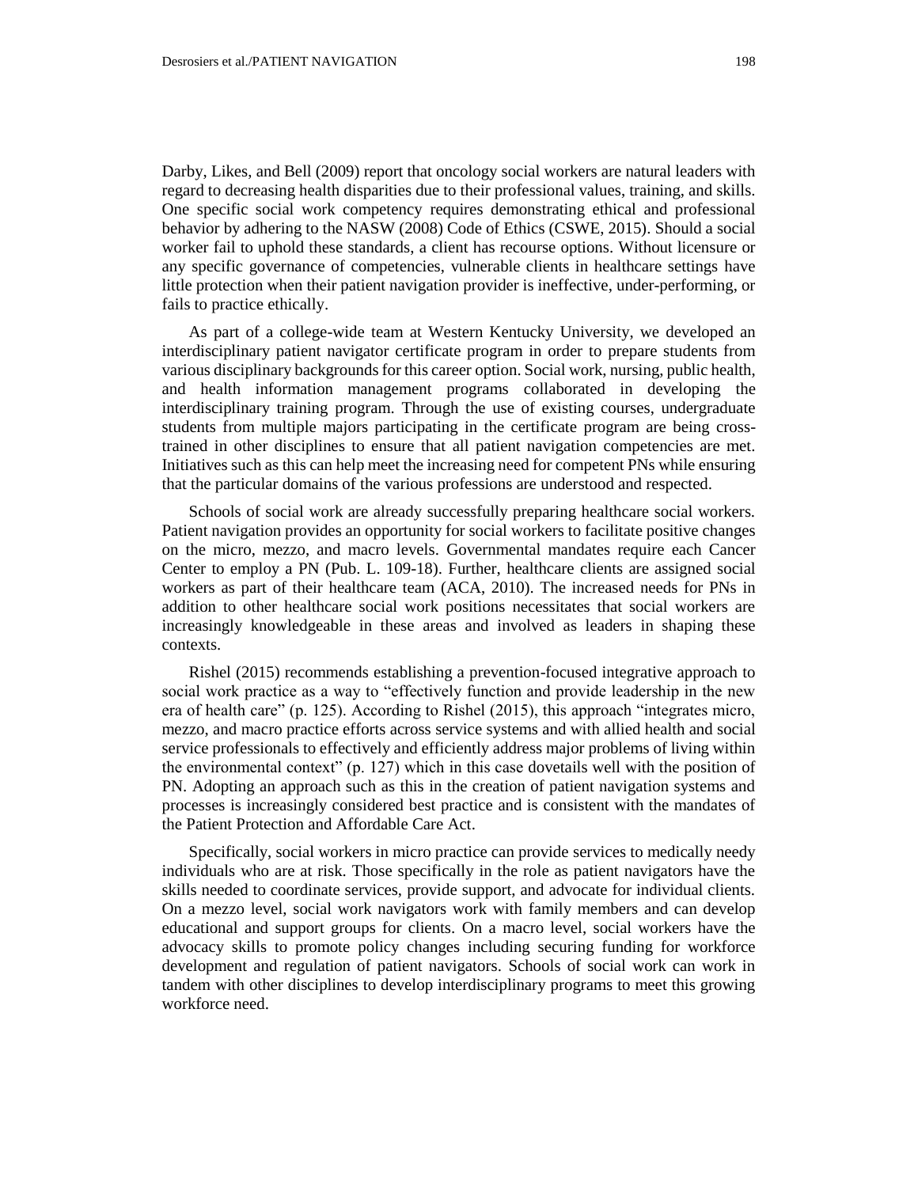Darby, Likes, and Bell (2009) report that oncology social workers are natural leaders with regard to decreasing health disparities due to their professional values, training, and skills. One specific social work competency requires demonstrating ethical and professional behavior by adhering to the NASW (2008) Code of Ethics (CSWE, 2015). Should a social worker fail to uphold these standards, a client has recourse options. Without licensure or any specific governance of competencies, vulnerable clients in healthcare settings have little protection when their patient navigation provider is ineffective, under-performing, or fails to practice ethically.

As part of a college-wide team at Western Kentucky University, we developed an interdisciplinary patient navigator certificate program in order to prepare students from various disciplinary backgrounds for this career option. Social work, nursing, public health, and health information management programs collaborated in developing the interdisciplinary training program. Through the use of existing courses, undergraduate students from multiple majors participating in the certificate program are being cross-trained in other disciplines to ensure that all patient navigation competencies are met. Initiatives such as this can help meet the increasing need for competent PNs while ensuring that the particular domains of the various professions are understood and respected.

Schools of social work are already successfully preparing healthcare social workers. Patient navigation provides an opportunity for social workers to facilitate positive changes on the micro, mezzo, and macro levels. Governmental mandates require each Cancer Center to employ a PN (Pub. L. 109-18). Further, healthcare clients are assigned social workers as part of their healthcare team (ACA, 2010). The increased needs for PNs in addition to other healthcare social work positions necessitates that social workers are increasingly knowledgeable in these areas and involved as leaders in shaping these contexts.

Rishel (2015) recommends establishing a prevention-focused integrative approach to social work practice as a way to "effectively function and provide leadership in the new era of health care" (p. 125). According to Rishel (2015), this approach "integrates micro, mezzo, and macro practice efforts across service systems and with allied health and social service professionals to effectively and efficiently address major problems of living within the environmental context" (p. 127) which in this case dovetails well with the position of PN. Adopting an approach such as this in the creation of patient navigation systems and processes is increasingly considered best practice and is consistent with the mandates of the Patient Protection and Affordable Care Act.

Specifically, social workers in micro practice can provide services to medically needy individuals who are at risk. Those specifically in the role as patient navigators have the skills needed to coordinate services, provide support, and advocate for individual clients. On a mezzo level, social work navigators work with family members and can develop educational and support groups for clients. On a macro level, social workers have the advocacy skills to promote policy changes including securing funding for workforce development and regulation of patient navigators. Schools of social work can work in tandem with other disciplines to develop interdisciplinary programs to meet this growing workforce need.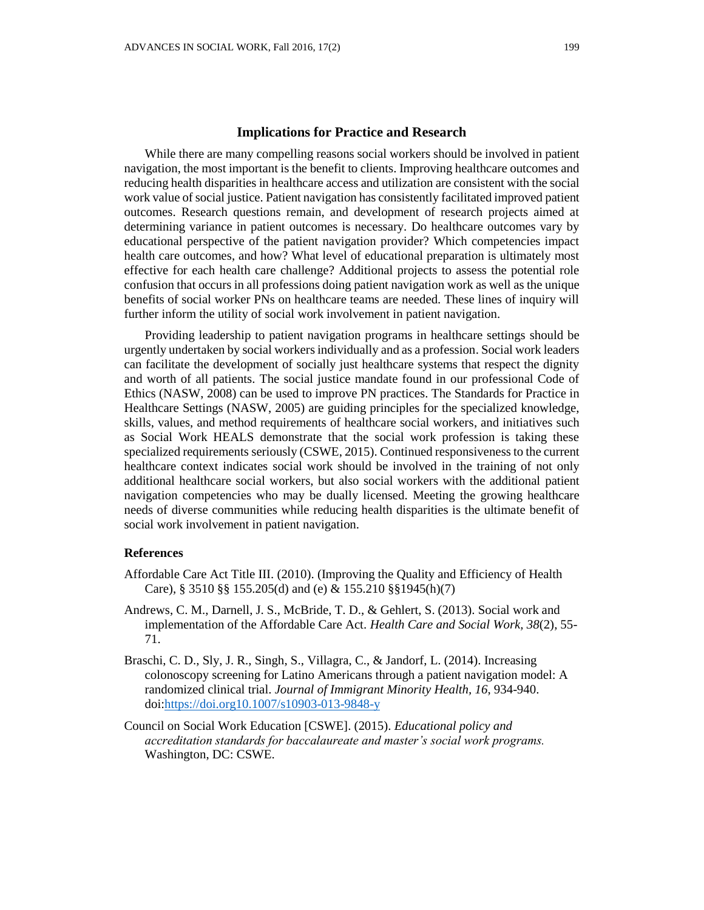## Implications for Practice and Research

While there are many compelling reasons social workers should be involved in patient navigation, the most important is the benefit to clients. Improving healthcare outcomes and reducing health disparities in healthcare access and utilization are consistent with the social work value of social justice. Patient navigation has consistently facilitated improved patient outcomes. Research questions remain, and development of research projects aimed at determining variance in patient outcomes is necessary. Do healthcare outcomes vary by educational perspective of the patient navigation provider? Which competencies impact health care outcomes, and how? What level of educational preparation is ultimately most effective for each health care challenge? Additional projects to assess the potential role confusion that occurs in all professions doing patient navigation work as well as the unique benefits of social worker PNs on healthcare teams are needed. These lines of inquiry will further inform the utility of social work involvement in patient navigation.

Providing leadership to patient navigation programs in healthcare settings should be urgently undertaken by social workers individually and as a profession. Social work leaders can facilitate the development of socially just healthcare systems that respect the dignity and worth of all patients. The social justice mandate found in our professional Code of Ethics (NASW, 2008) can be used to improve PN practices. The Standards for Practice in Healthcare Settings (NASW, 2005) are guiding principles for the specialized knowledge, skills, values, and method requirements of healthcare social workers, and initiatives such as Social Work HEALS demonstrate that the social work profession is taking these specialized requirements seriously (CSWE, 2015). Continued responsiveness to the current healthcare context indicates social work should be involved in the training of not only additional healthcare social workers, but also social workers with the additional patient navigation competencies who may be dually licensed. Meeting the growing healthcare needs of diverse communities while reducing health disparities is the ultimate benefit of social work involvement in patient navigation.

### References

Affordable Care Act Title III. (2010). (Improving the Quality and Efficiency of Health Care), § 3510 §§ 155.205(d) and (e) & 155.210 §§1945(h)(7)

Andrews, C. M., Darnell, J. S., McBride, T. D., & Gehlert, S. (2013). Social work and implementation of the Affordable Care Act. *Health Care and Social Work, 38*(2), 55-71.

Braschi, C. D., Sly, J. R., Singh, S., Villagra, C., & Jandorf, L. (2014). Increasing colonoscopy screening for Latino Americans through a patient navigation model: A randomized clinical trial. *Journal of Immigrant Minority Health, 16*, 934-940. doi:https://doi.org10.1007/s10903-013-9848-y

Council on Social Work Education [CSWE]. (2015). *Educational policy and accreditation standards for baccalaureate and master's social work programs.* Washington, DC: CSWE.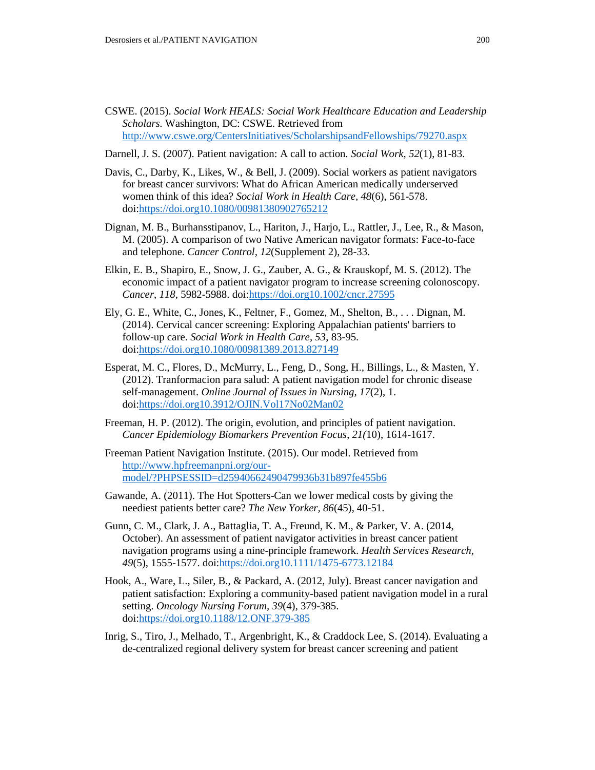CSWE. (2015). *Social Work HEALS: Social Work Healthcare Education and Leadership Scholars.* Washington, DC: CSWE. Retrieved from http://www.cswe.org/CentersInitiatives/ScholarshipsandFellowships/79270.aspx

Darnell, J. S. (2007). Patient navigation: A call to action. *Social Work*, *52*(1), 81-83.

Davis, C., Darby, K., Likes, W., & Bell, J. (2009). Social workers as patient navigators for breast cancer survivors: What do African American medically underserved women think of this idea? *Social Work in Health Care*, *48*(6), 561-578. doi:https://doi.org10.1080/00981380902765212

Dignan, M. B., Burhansstipanov, L., Hariton, J., Harjo, L., Rattler, J., Lee, R., & Mason, M. (2005). A comparison of two Native American navigator formats: Face-to-face and telephone. *Cancer Control*, *12*(Supplement 2), 28-33.

Elkin, E. B., Shapiro, E., Snow, J. G., Zauber, A. G., & Krauskopf, M. S. (2012). The economic impact of a patient navigator program to increase screening colonoscopy. *Cancer*, *118*, 5982-5988. doi:https://doi.org10.1002/cncr.27595

Ely, G. E., White, C., Jones, K., Feltner, F., Gomez, M., Shelton, B., . . . Dignan, M. (2014). Cervical cancer screening: Exploring Appalachian patients' barriers to follow-up care. *Social Work in Health Care*, *53*, 83-95. doi:https://doi.org10.1080/00981389.2013.827149

Esperat, M. C., Flores, D., McMurry, L., Feng, D., Song, H., Billings, L., & Masten, Y. (2012). Tranformacion para salud: A patient navigation model for chronic disease self-management. *Online Journal of Issues in Nursing*, *17*(2), 1. doi:https://doi.org10.3912/OJIN.Vol17No02Man02

Freeman, H. P. (2012). The origin, evolution, and principles of patient navigation. *Cancer Epidemiology Biomarkers Prevention Focus*, *21(*10), 1614-1617.

Freeman Patient Navigation Institute. (2015). Our model. Retrieved from http://www.hpfreemanpni.org/our-model/?PHPSESSID=d25940662490479936b31b897fe455b6

Gawande, A. (2011). The Hot Spotters-Can we lower medical costs by giving the neediest patients better care? *The New Yorker*, *86*(45), 40-51.

Gunn, C. M., Clark, J. A., Battaglia, T. A., Freund, K. M., & Parker, V. A. (2014, October). An assessment of patient navigator activities in breast cancer patient navigation programs using a nine-principle framework. *Health Services Research*, *49*(5), 1555-1577. doi:https://doi.org10.1111/1475-6773.12184

Hook, A., Ware, L., Siler, B., & Packard, A. (2012, July). Breast cancer navigation and patient satisfaction: Exploring a community-based patient navigation model in a rural setting. *Oncology Nursing Forum*, *39*(4), 379-385. doi:https://doi.org10.1188/12.ONF.379-385

Inrig, S., Tiro, J., Melhado, T., Argenbright, K., & Craddock Lee, S. (2014). Evaluating a de-centralized regional delivery system for breast cancer screening and patient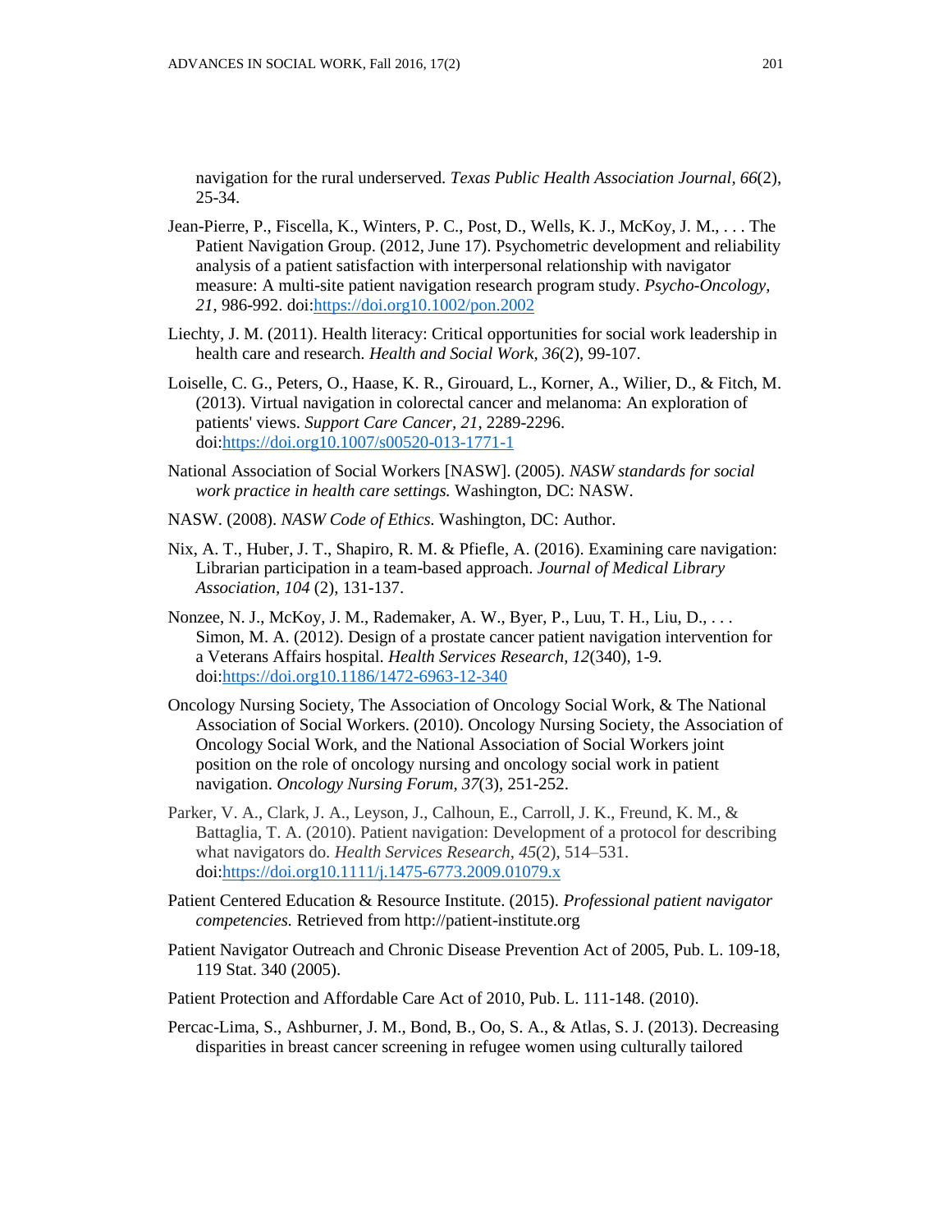navigation for the rural underserved. *Texas Public Health Association Journal*, *66*(2), 25-34.

Jean-Pierre, P., Fiscella, K., Winters, P. C., Post, D., Wells, K. J., McKoy, J. M., . . . The Patient Navigation Group. (2012, June 17). Psychometric development and reliability analysis of a patient satisfaction with interpersonal relationship with navigator measure: A multi-site patient navigation research program study. *Psycho-Oncology, 21*, 986-992. doi:https://doi.org10.1002/pon.2002

Liechty, J. M. (2011). Health literacy: Critical opportunities for social work leadership in health care and research. *Health and Social Work, 36*(2), 99-107.

Loiselle, C. G., Peters, O., Haase, K. R., Girouard, L., Korner, A., Wilier, D., & Fitch, M. (2013). Virtual navigation in colorectal cancer and melanoma: An exploration of patients' views. *Support Care Cancer, 21*, 2289-2296. doi:https://doi.org10.1007/s00520-013-1771-1

National Association of Social Workers [NASW]. (2005). *NASW standards for social work practice in health care settings.* Washington, DC: NASW.

NASW. (2008). *NASW Code of Ethics.* Washington, DC: Author.

Nix, A. T., Huber, J. T., Shapiro, R. M. & Pfiefle, A. (2016). Examining care navigation: Librarian participation in a team-based approach. *Journal of Medical Library Association, 104* (2), 131-137.

Nonzee, N. J., McKoy, J. M., Rademaker, A. W., Byer, P., Luu, T. H., Liu, D., . . . Simon, M. A. (2012). Design of a prostate cancer patient navigation intervention for a Veterans Affairs hospital. *Health Services Research, 12*(340), 1-9. doi:https://doi.org10.1186/1472-6963-12-340

Oncology Nursing Society, The Association of Oncology Social Work, & The National Association of Social Workers. (2010). Oncology Nursing Society, the Association of Oncology Social Work, and the National Association of Social Workers joint position on the role of oncology nursing and oncology social work in patient navigation. *Oncology Nursing Forum, 37*(3), 251-252.

Parker, V. A., Clark, J. A., Leyson, J., Calhoun, E., Carroll, J. K., Freund, K. M., & Battaglia, T. A. (2010). Patient navigation: Development of a protocol for describing what navigators do. *Health Services Research*, *45*(2), 514–531. doi:https://doi.org10.1111/j.1475-6773.2009.01079.x

Patient Centered Education & Resource Institute. (2015). *Professional patient navigator competencies.* Retrieved from http://patient-institute.org

Patient Navigator Outreach and Chronic Disease Prevention Act of 2005, Pub. L. 109-18, 119 Stat. 340 (2005).

Patient Protection and Affordable Care Act of 2010, Pub. L. 111-148. (2010).

Percac-Lima, S., Ashburner, J. M., Bond, B., Oo, S. A., & Atlas, S. J. (2013). Decreasing disparities in breast cancer screening in refugee women using culturally tailored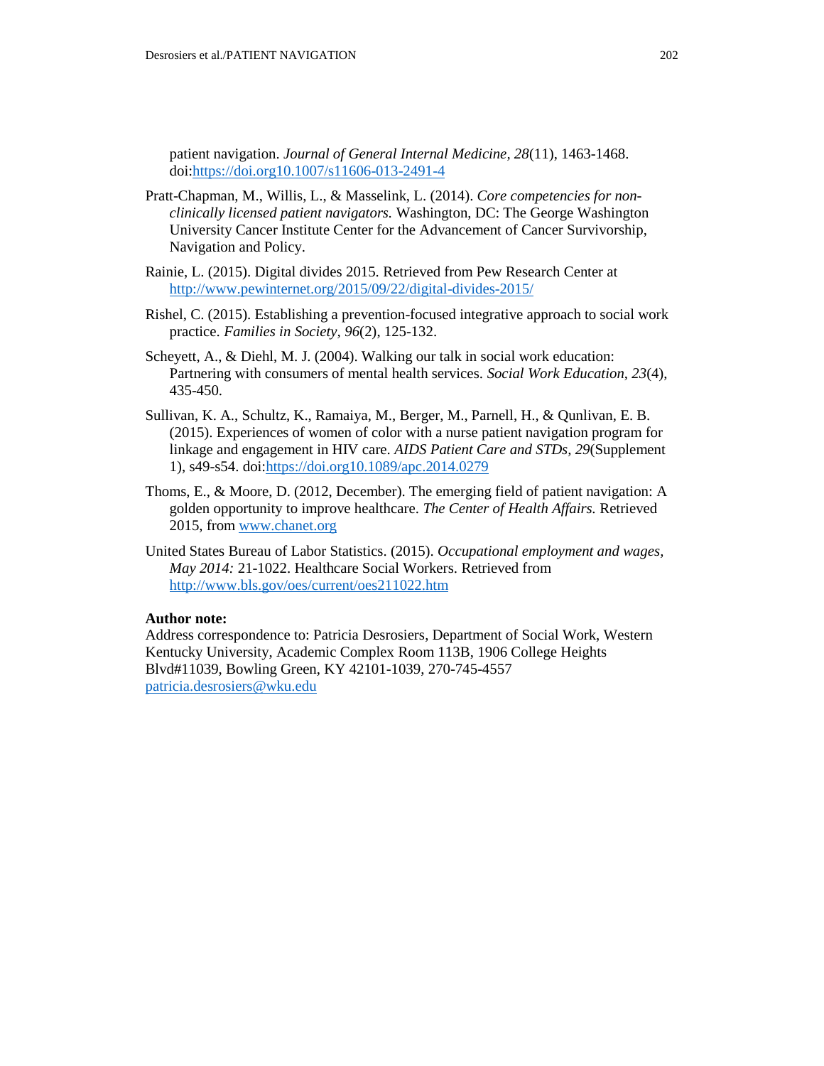patient navigation. *Journal of General Internal Medicine, 28*(11), 1463-1468. doi:https://doi.org10.1007/s11606-013-2491-4

Pratt-Chapman, M., Willis, L., & Masselink, L. (2014). *Core competencies for non-clinically licensed patient navigators.* Washington, DC: The George Washington University Cancer Institute Center for the Advancement of Cancer Survivorship, Navigation and Policy.

Rainie, L. (2015). Digital divides 2015. Retrieved from Pew Research Center at http://www.pewinternet.org/2015/09/22/digital-divides-2015/

Rishel, C. (2015). Establishing a prevention-focused integrative approach to social work practice. *Families in Society, 96*(2), 125-132.

Scheyett, A., & Diehl, M. J. (2004). Walking our talk in social work education: Partnering with consumers of mental health services. *Social Work Education, 23*(4), 435-450.

Sullivan, K. A., Schultz, K., Ramaiya, M., Berger, M., Parnell, H., & Qunlivan, E. B. (2015). Experiences of women of color with a nurse patient navigation program for linkage and engagement in HIV care. *AIDS Patient Care and STDs, 29*(Supplement 1), s49-s54. doi:https://doi.org10.1089/apc.2014.0279

Thoms, E., & Moore, D. (2012, December). The emerging field of patient navigation: A golden opportunity to improve healthcare. *The Center of Health Affairs.* Retrieved 2015, from www.chanet.org

United States Bureau of Labor Statistics. (2015). *Occupational employment and wages, May 2014:* 21-1022. Healthcare Social Workers. Retrieved from http://www.bls.gov/oes/current/oes211022.htm

**Author note:**

Address correspondence to: Patricia Desrosiers, Department of Social Work, Western Kentucky University, Academic Complex Room 113B, 1906 College Heights Blvd#11039, Bowling Green, KY 42101-1039, 270-745-4557 patricia.desrosiers@wku.edu